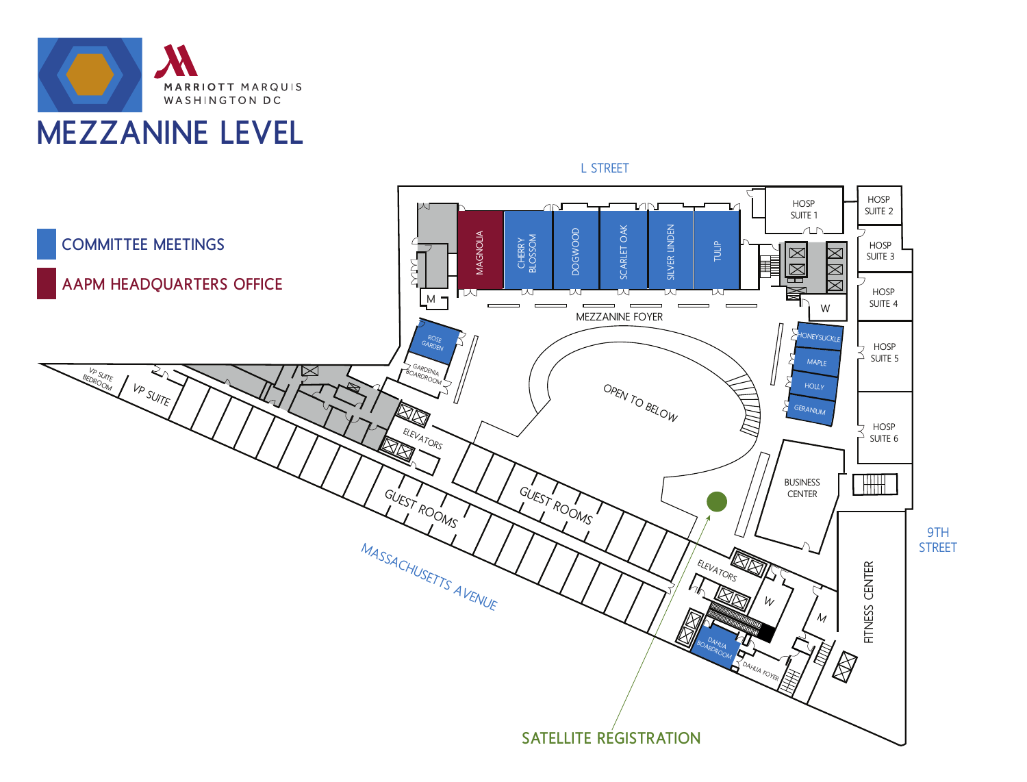MARRIOTT MARQUIS
WASHINGTON DC

# MEZZANINE LEVEL

- COMMITTEE MEETINGS
- AAPM HEADQUARTERS OFFICE

L STREET

MAGNOLIA
CHERRY BLOSSOM
DOGWOOD
SCARLET OAK
SILVER LINDEN
TULIP

HOSP SUITE 1
HOSP SUITE 2
HOSP SUITE 3
HOSP SUITE 4
HOSP SUITE 5
HOSP SUITE 6

M
W

MEZZANINE FOYER

ROSE GARDEN
GARDENIA BOARDROOM

HONEYSUCKLE
MAPLE
HOLLY
GERANIUM

VP SUITE BEDROOM
VP SUITE

ELEVATORS

OPEN TO BELOW

BUSINESS CENTER

GUEST ROOMS
GUEST ROOMS

MASSACHUSETTS AVENUE

ELEVATORS
W
M

DAHLIA BOARDROOM
DAHLIA FOYER

FITNESS CENTER

9TH STREET

SATELLITE REGISTRATION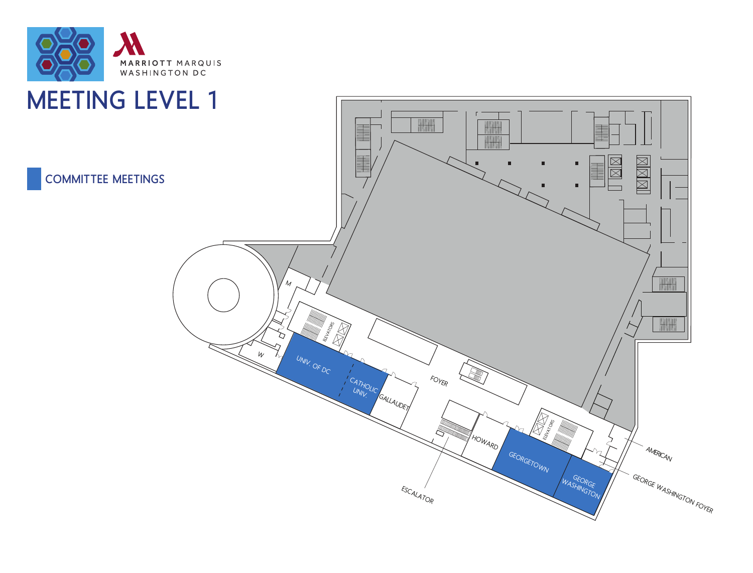MARRIOTT MARQUIS
WASHINGTON DC

# MEETING LEVEL 1

COMMITTEE MEETINGS

M

W

ELEVATORS

UNIV. OF DC

CATHOLIC UNIV.

GALLAUDET

FOYER

HOWARD

GEORGETOWN

ELEVATORS

GEORGE WASHINGTON

AMERICAN

GEORGE WASHINGTON FOYER

ESCALATOR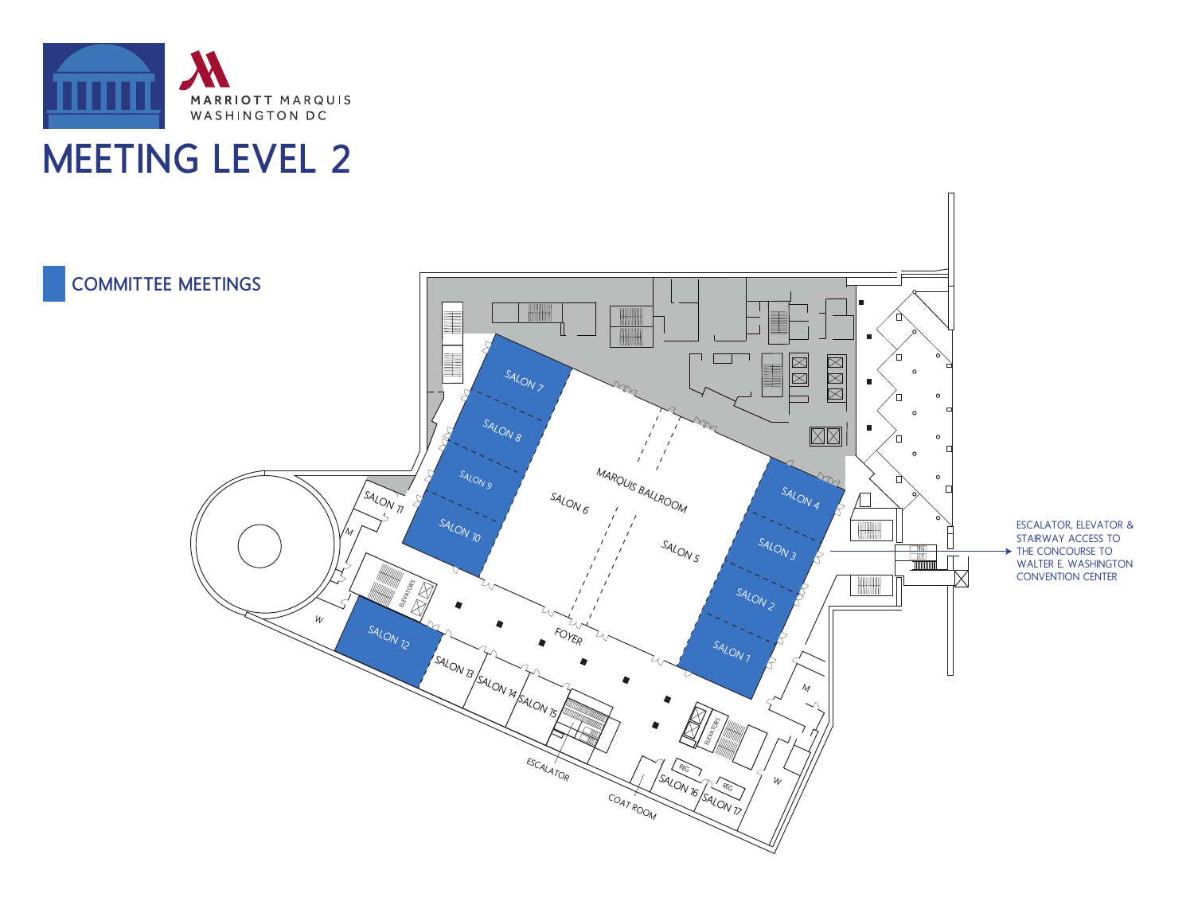MARRIOTT MARQUIS
WASHINGTON DC

# MEETING LEVEL 2

COMMITTEE MEETINGS

SALON 7

SALON 8

SALON 9

SALON 10

SALON 11

SALON 6

MARQUIS BALLROOM

SALON 5

SALON 4

SALON 3

SALON 2

SALON 1

SALON 12

SALON 13

SALON 14

SALON 15

FOYER

ELEVATORS

ESCALATOR

COAT ROOM

REG

REG

SALON 16

SALON 17

M

W

M

W

ESCALATOR, ELEVATOR & STAIRWAY ACCESS TO THE CONCOURSE TO WALTER E. WASHINGTON CONVENTION CENTER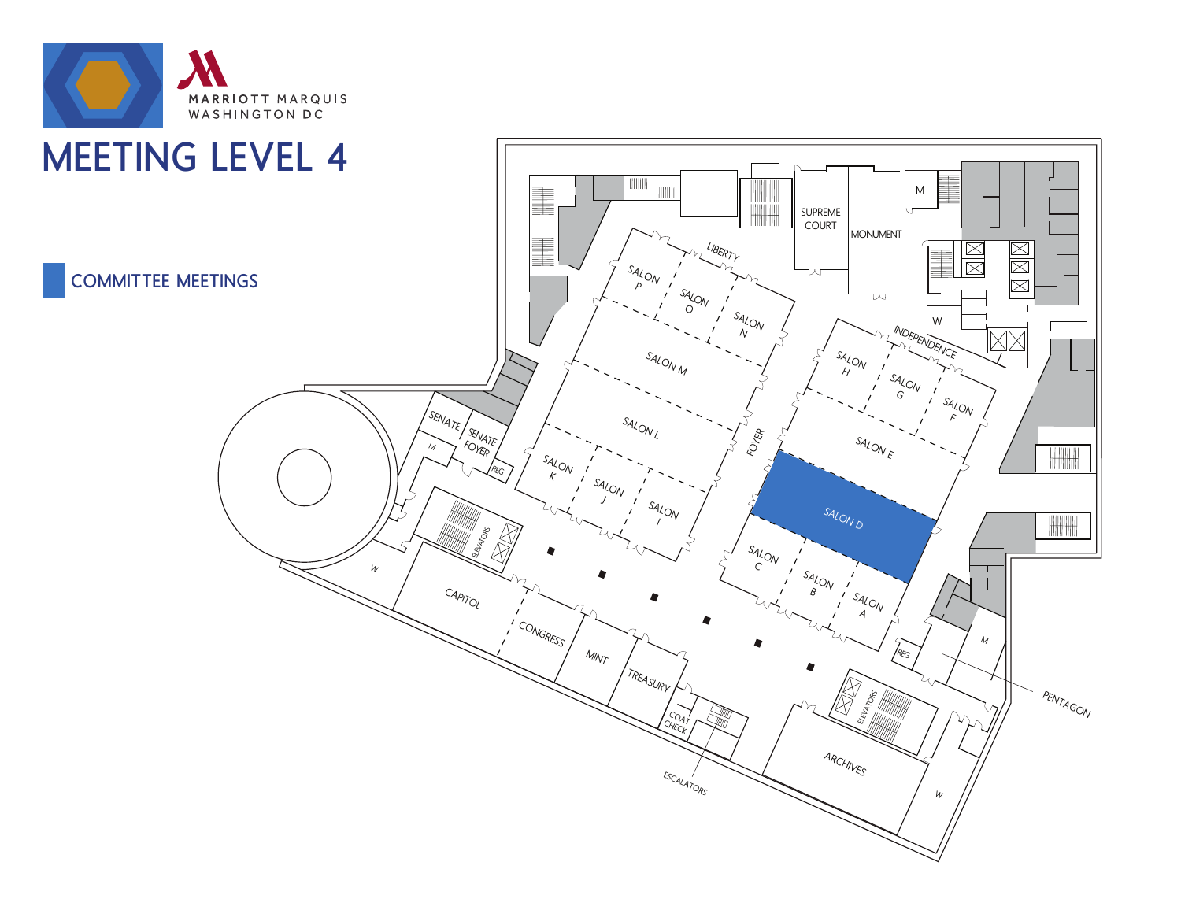MARRIOTT MARQUIS
WASHINGTON DC

# MEETING LEVEL 4

COMMITTEE MEETINGS

SUPREME COURT
MONUMENT
M
LIBERTY
SALON P
SALON O
SALON N
SALON M
SALON L
SALON K
SALON J
SALON I
FOYER
INDEPENDENCE
W
SALON H
SALON G
SALON F
SALON E
SALON D
SALON C
SALON B
SALON A
SENATE
SENATE FOYER
M
REG
ELEVATORS
W
CAPITOL
CONGRESS
MINT
TREASURY
COAT CHECK
ESCALATORS
ELEVATORS
ARCHIVES
REG
M
PENTAGON
W